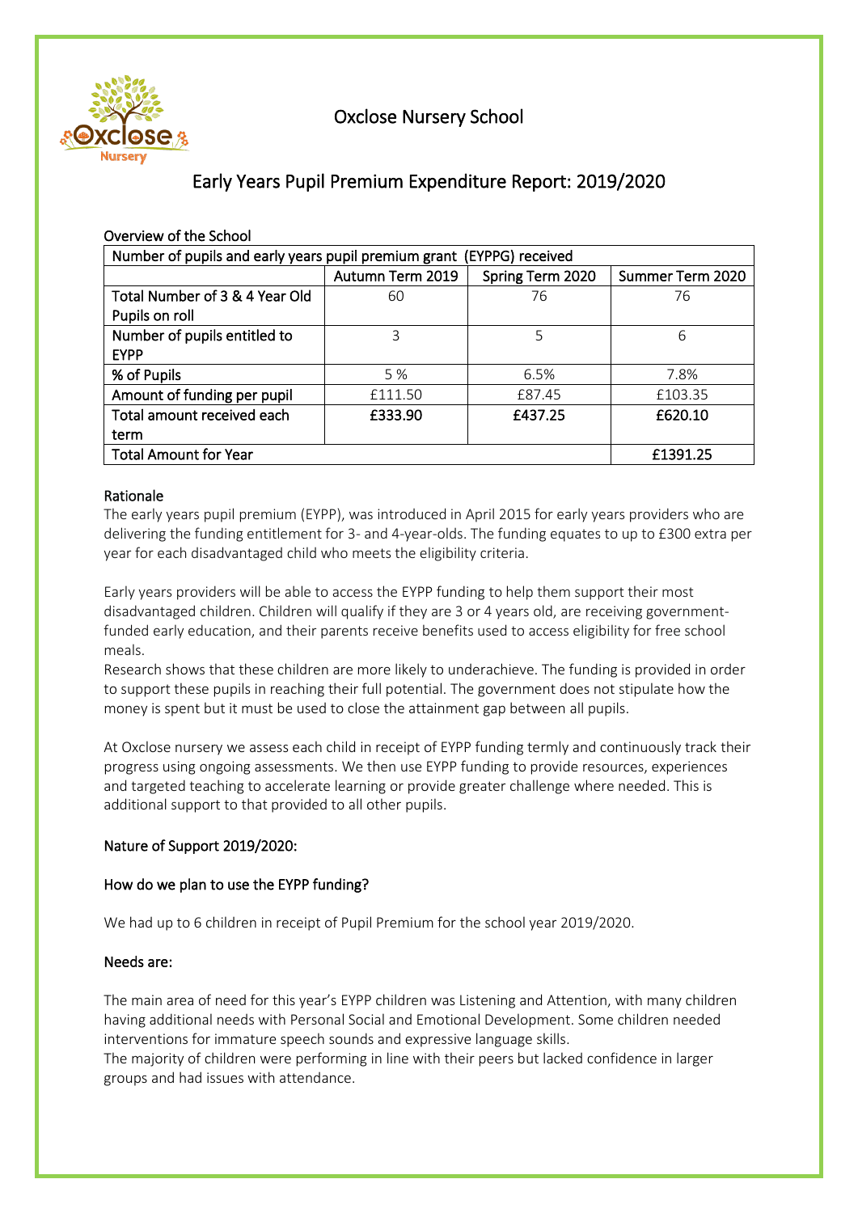# Oxclose Nursery School

## Early Years Pupil Premium Expenditure Report: 2019/2020

### Overview of the School

| Number of pupils and early years pupil premium grant (EYPPG) received | | | |
|---|---|---|---|
| | Autumn Term 2019 | Spring Term 2020 | Summer Term 2020 |
| Total Number of 3 & 4 Year Old Pupils on roll | 60 | 76 | 76 |
| Number of pupils entitled to EYPP | 3 | 5 | 6 |
| % of Pupils | 5 % | 6.5% | 7.8% |
| Amount of funding per pupil | £111.50 | £87.45 | £103.35 |
| Total amount received each term | **£333.90** | **£437.25** | **£620.10** |
| Total Amount for Year | | | **£1391.25** |

### Rationale

The early years pupil premium (EYPP), was introduced in April 2015 for early years providers who are delivering the funding entitlement for 3- and 4-year-olds. The funding equates to up to £300 extra per year for each disadvantaged child who meets the eligibility criteria.

Early years providers will be able to access the EYPP funding to help them support their most disadvantaged children. Children will qualify if they are 3 or 4 years old, are receiving government-funded early education, and their parents receive benefits used to access eligibility for free school meals.

Research shows that these children are more likely to underachieve. The funding is provided in order to support these pupils in reaching their full potential. The government does not stipulate how the money is spent but it must be used to close the attainment gap between all pupils.

At Oxclose nursery we assess each child in receipt of EYPP funding termly and continuously track their progress using ongoing assessments. We then use EYPP funding to provide resources, experiences and targeted teaching to accelerate learning or provide greater challenge where needed. This is additional support to that provided to all other pupils.

### Nature of Support 2019/2020:

### How do we plan to use the EYPP funding?

We had up to 6 children in receipt of Pupil Premium for the school year 2019/2020.

### Needs are:

The main area of need for this year's EYPP children was Listening and Attention, with many children having additional needs with Personal Social and Emotional Development. Some children needed interventions for immature speech sounds and expressive language skills.

The majority of children were performing in line with their peers but lacked confidence in larger groups and had issues with attendance.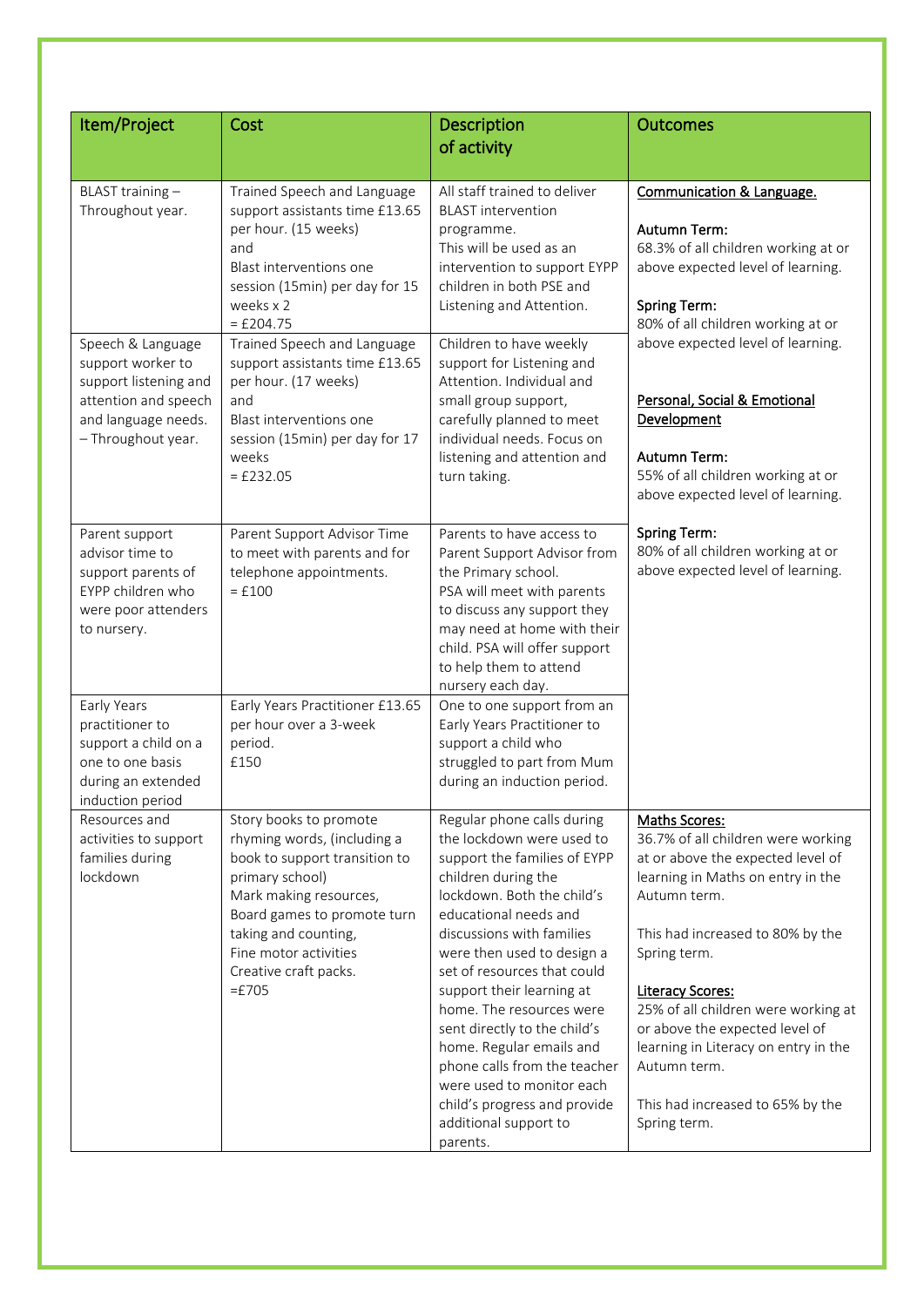| Item/Project | Cost | Description of activity | Outcomes |
|---|---|---|---|
| BLAST training – Throughout year. | Trained Speech and Language support assistants time £13.65 per hour. (15 weeks) and Blast interventions one session (15min) per day for 15 weeks x 2 = £204.75 | All staff trained to deliver BLAST intervention programme. This will be used as an intervention to support EYPP children in both PSE and Listening and Attention. | **Communication & Language.** Autumn Term: 68.3% of all children working at or above expected level of learning. Spring Term: 80% of all children working at or above expected level of learning. **Personal, Social & Emotional Development** Autumn Term: 55% of all children working at or above expected level of learning. Spring Term: 80% of all children working at or above expected level of learning. |
| Speech & Language support worker to support listening and attention and speech and language needs. – Throughout year. | Trained Speech and Language support assistants time £13.65 per hour. (17 weeks) and Blast interventions one session (15min) per day for 17 weeks = £232.05 | Children to have weekly support for Listening and Attention. Individual and small group support, carefully planned to meet individual needs. Focus on listening and attention and turn taking. | |
| Parent support advisor time to support parents of EYPP children who were poor attenders to nursery. | Parent Support Advisor Time to meet with parents and for telephone appointments. = £100 | Parents to have access to Parent Support Advisor from the Primary school. PSA will meet with parents to discuss any support they may need at home with their child. PSA will offer support to help them to attend nursery each day. | |
| Early Years practitioner to support a child on a one to one basis during an extended induction period | Early Years Practitioner £13.65 per hour over a 3-week period. £150 | One to one support from an Early Years Practitioner to support a child who struggled to part from Mum during an induction period. | |
| Resources and activities to support families during lockdown | Story books to promote rhyming words, (including a book to support transition to primary school) Mark making resources, Board games to promote turn taking and counting, Fine motor activities Creative craft packs. =£705 | Regular phone calls during the lockdown were used to support the families of EYPP children during the lockdown. Both the child's educational needs and discussions with families were then used to design a set of resources that could support their learning at home. The resources were sent directly to the child's home. Regular emails and phone calls from the teacher were used to monitor each child's progress and provide additional support to parents. | **Maths Scores:** 36.7% of all children were working at or above the expected level of learning in Maths on entry in the Autumn term. This had increased to 80% by the Spring term. **Literacy Scores:** 25% of all children were working at or above the expected level of learning in Literacy on entry in the Autumn term. This had increased to 65% by the Spring term. |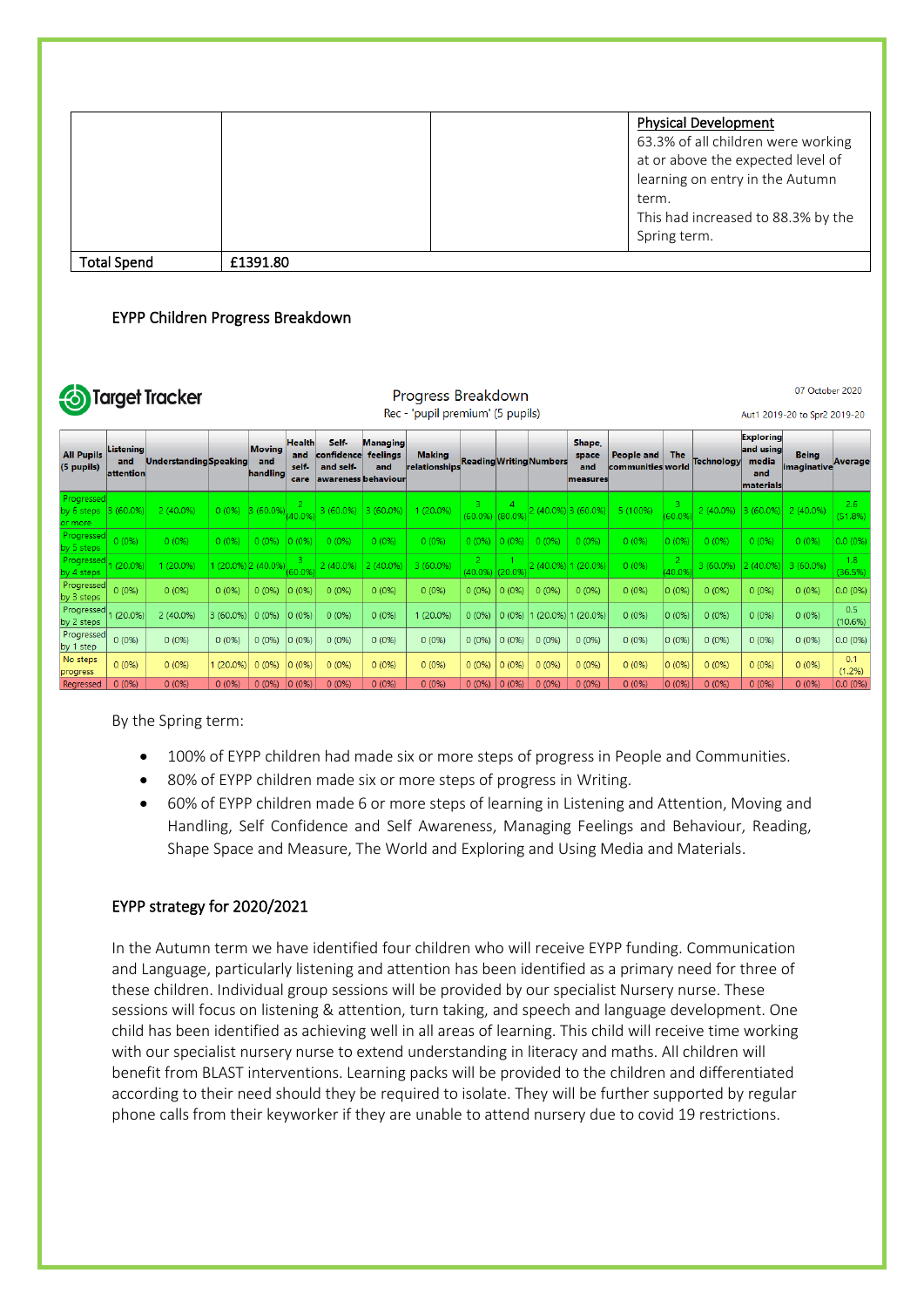| | | | |
|---|---|---|---|
| | | | Physical Development<br>63.3% of all children were working at or above the expected level of learning on entry in the Autumn term.<br>This had increased to 88.3% by the Spring term. |
| Total Spend | £1391.80 | | |

EYPP Children Progress Breakdown

Target Tracker

Progress Breakdown
Rec - 'pupil premium' (5 pupils)

07 October 2020
Aut1 2019-20 to Spr2 2019-20

| All Pupils (5 pupils) | Listening and attention | Understanding | Speaking | Moving and handling | Health and self-care | Self-confidence and self-awareness | Managing feelings and behaviour | Making relationships | Reading | Writing | Numbers | Shape, space and measures | People and communities | The world | Technology | Exploring and using media and materials | Being imaginative | Average |
|---|---|---|---|---|---|---|---|---|---|---|---|---|---|---|---|---|---|---|
| Progressed by 6 steps or more | 3 (60.0%) | 2 (40.0%) | 0 (0%) | 3 (60.0%) | 2 (40.0%) | 3 (60.0%) | 3 (60.0%) | 1 (20.0%) | 3 (60.0%) | 4 (80.0%) | 2 (40.0%) | 3 (60.0%) | 5 (100%) | 3 (60.0%) | 2 (40.0%) | 3 (60.0%) | 2 (40.0%) | 2.6 (51.8%) |
| Progressed by 5 steps | 0 (0%) | 0 (0%) | 0 (0%) | 0 (0%) | 0 (0%) | 0 (0%) | 0 (0%) | 0 (0%) | 0 (0%) | 0 (0%) | 0 (0%) | 0 (0%) | 0 (0%) | 0 (0%) | 0 (0%) | 0 (0%) | 0 (0%) | 0.0 (0%) |
| Progressed by 4 steps | 1 (20.0%) | 1 (20.0%) | 1 (20.0%) | 2 (40.0%) | 3 (60.0%) | 2 (40.0%) | 2 (40.0%) | 3 (60.0%) | 2 (40.0%) | 1 (20.0%) | 2 (40.0%) | 1 (20.0%) | 0 (0%) | 2 (40.0%) | 3 (60.0%) | 2 (40.0%) | 3 (60.0%) | 1.8 (36.5%) |
| Progressed by 3 steps | 0 (0%) | 0 (0%) | 0 (0%) | 0 (0%) | 0 (0%) | 0 (0%) | 0 (0%) | 0 (0%) | 0 (0%) | 0 (0%) | 0 (0%) | 0 (0%) | 0 (0%) | 0 (0%) | 0 (0%) | 0 (0%) | 0 (0%) | 0.0 (0%) |
| Progressed by 2 steps | 1 (20.0%) | 2 (40.0%) | 3 (60.0%) | 0 (0%) | 0 (0%) | 0 (0%) | 0 (0%) | 1 (20.0%) | 0 (0%) | 0 (0%) | 1 (20.0%) | 1 (20.0%) | 0 (0%) | 0 (0%) | 0 (0%) | 0 (0%) | 0 (0%) | 0.5 (10.6%) |
| Progressed by 1 step | 0 (0%) | 0 (0%) | 0 (0%) | 0 (0%) | 0 (0%) | 0 (0%) | 0 (0%) | 0 (0%) | 0 (0%) | 0 (0%) | 0 (0%) | 0 (0%) | 0 (0%) | 0 (0%) | 0 (0%) | 0 (0%) | 0 (0%) | 0.0 (0%) |
| No steps progress | 0 (0%) | 0 (0%) | 1 (20.0%) | 0 (0%) | 0 (0%) | 0 (0%) | 0 (0%) | 0 (0%) | 0 (0%) | 0 (0%) | 0 (0%) | 0 (0%) | 0 (0%) | 0 (0%) | 0 (0%) | 0 (0%) | 0 (0%) | 0.1 (1.2%) |
| Regressed | 0 (0%) | 0 (0%) | 0 (0%) | 0 (0%) | 0 (0%) | 0 (0%) | 0 (0%) | 0 (0%) | 0 (0%) | 0 (0%) | 0 (0%) | 0 (0%) | 0 (0%) | 0 (0%) | 0 (0%) | 0 (0%) | 0 (0%) | 0.0 (0%) |

By the Spring term:

- 100% of EYPP children had made six or more steps of progress in People and Communities.
- 80% of EYPP children made six or more steps of progress in Writing.
- 60% of EYPP children made 6 or more steps of learning in Listening and Attention, Moving and Handling, Self Confidence and Self Awareness, Managing Feelings and Behaviour, Reading, Shape Space and Measure, The World and Exploring and Using Media and Materials.

## EYPP strategy for 2020/2021

In the Autumn term we have identified four children who will receive EYPP funding. Communication and Language, particularly listening and attention has been identified as a primary need for three of these children. Individual group sessions will be provided by our specialist Nursery nurse. These sessions will focus on listening & attention, turn taking, and speech and language development. One child has been identified as achieving well in all areas of learning. This child will receive time working with our specialist nursery nurse to extend understanding in literacy and maths. All children will benefit from BLAST interventions. Learning packs will be provided to the children and differentiated according to their need should they be required to isolate. They will be further supported by regular phone calls from their keyworker if they are unable to attend nursery due to covid 19 restrictions.